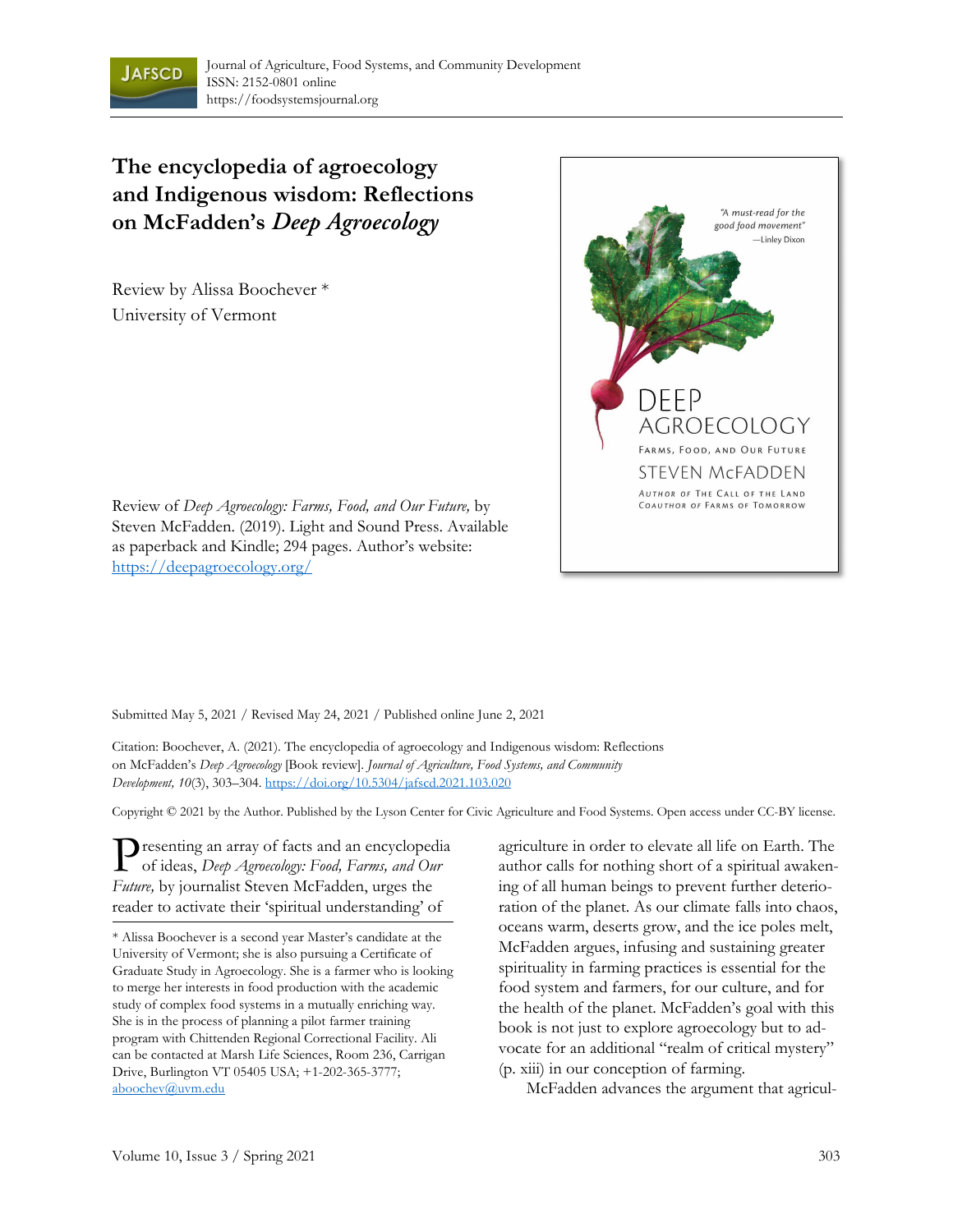Journal of Agriculture, Food Systems, and Community Development
ISSN: 2152-0801 online
https://foodsystemsjournal.org

# The encyclopedia of agroecology and Indigenous wisdom: Reflections on McFadden's *Deep Agroecology*

Review by Alissa Boochever *
University of Vermont

Review of *Deep Agroecology: Farms, Food, and Our Future,* by Steven McFadden. (2019). Light and Sound Press. Available as paperback and Kindle; 294 pages. Author's website: https://deepagroecology.org/

Submitted May 5, 2021 / Revised May 24, 2021 / Published online June 2, 2021

Citation: Boochever, A. (2021). The encyclopedia of agroecology and Indigenous wisdom: Reflections on McFadden's *Deep Agroecology* [Book review]. *Journal of Agriculture, Food Systems, and Community Development, 10*(3), 303–304. https://doi.org/10.5304/jafscd.2021.103.020

Copyright © 2021 by the Author. Published by the Lyson Center for Civic Agriculture and Food Systems. Open access under CC-BY license.

Presenting an array of facts and an encyclopedia of ideas, *Deep Agroecology: Food, Farms, and Our Future,* by journalist Steven McFadden, urges the reader to activate their 'spiritual understanding' of agriculture in order to elevate all life on Earth. The author calls for nothing short of a spiritual awakening of all human beings to prevent further deterioration of the planet. As our climate falls into chaos, oceans warm, deserts grow, and the ice poles melt, McFadden argues, infusing and sustaining greater spirituality in farming practices is essential for the food system and farmers, for our culture, and for the health of the planet. McFadden's goal with this book is not just to explore agroecology but to advocate for an additional "realm of critical mystery" (p. xiii) in our conception of farming.

McFadden advances the argument that agricul-

* Alissa Boochever is a second year Master's candidate at the University of Vermont; she is also pursuing a Certificate of Graduate Study in Agroecology. She is a farmer who is looking to merge her interests in food production with the academic study of complex food systems in a mutually enriching way. She is in the process of planning a pilot farmer training program with Chittenden Regional Correctional Facility. Ali can be contacted at Marsh Life Sciences, Room 236, Carrigan Drive, Burlington VT 05405 USA; +1-202-365-3777; aboochev@uvm.edu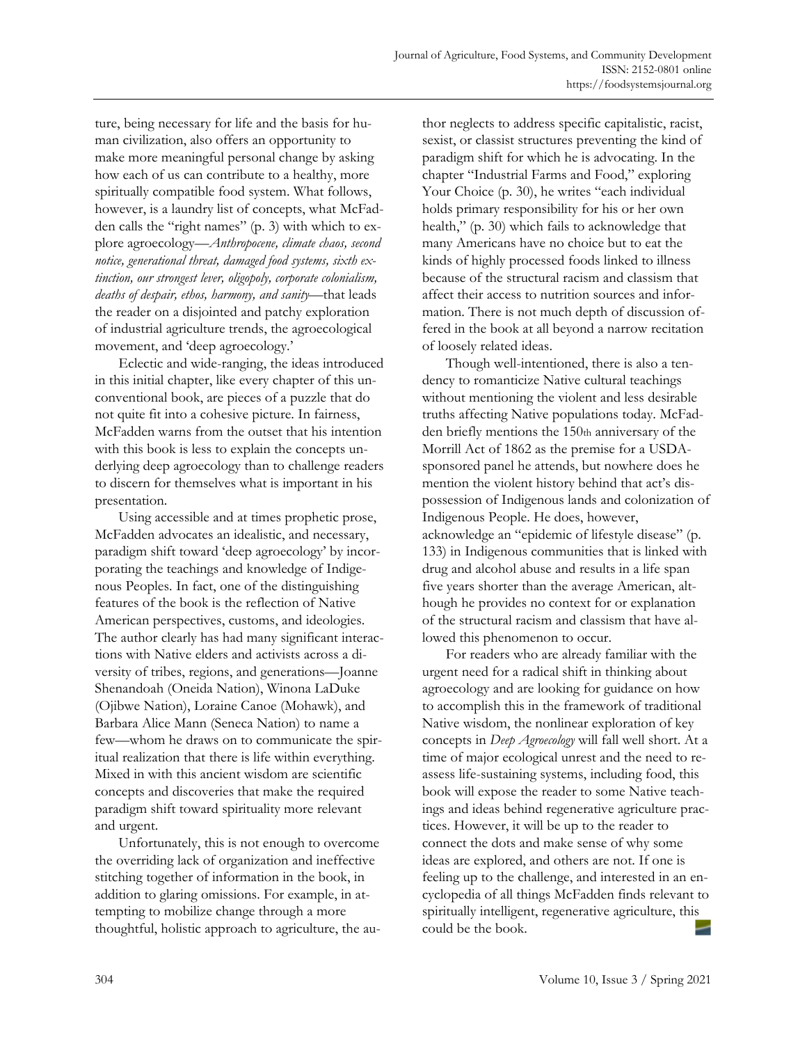ture, being necessary for life and the basis for human civilization, also offers an opportunity to make more meaningful personal change by asking how each of us can contribute to a healthy, more spiritually compatible food system. What follows, however, is a laundry list of concepts, what McFadden calls the "right names" (p. 3) with which to explore agroecology—*Anthropocene, climate chaos, second notice, generational threat, damaged food systems, sixth extinction, our strongest lever, oligopoly, corporate colonialism, deaths of despair, ethos, harmony, and sanity*—that leads the reader on a disjointed and patchy exploration of industrial agriculture trends, the agroecological movement, and 'deep agroecology.'

Eclectic and wide-ranging, the ideas introduced in this initial chapter, like every chapter of this unconventional book, are pieces of a puzzle that do not quite fit into a cohesive picture. In fairness, McFadden warns from the outset that his intention with this book is less to explain the concepts underlying deep agroecology than to challenge readers to discern for themselves what is important in his presentation.

Using accessible and at times prophetic prose, McFadden advocates an idealistic, and necessary, paradigm shift toward 'deep agroecology' by incorporating the teachings and knowledge of Indigenous Peoples. In fact, one of the distinguishing features of the book is the reflection of Native American perspectives, customs, and ideologies. The author clearly has had many significant interactions with Native elders and activists across a diversity of tribes, regions, and generations—Joanne Shenandoah (Oneida Nation), Winona LaDuke (Ojibwe Nation), Loraine Canoe (Mohawk), and Barbara Alice Mann (Seneca Nation) to name a few—whom he draws on to communicate the spiritual realization that there is life within everything. Mixed in with this ancient wisdom are scientific concepts and discoveries that make the required paradigm shift toward spirituality more relevant and urgent.

Unfortunately, this is not enough to overcome the overriding lack of organization and ineffective stitching together of information in the book, in addition to glaring omissions. For example, in attempting to mobilize change through a more thoughtful, holistic approach to agriculture, the author neglects to address specific capitalistic, racist, sexist, or classist structures preventing the kind of paradigm shift for which he is advocating. In the chapter "Industrial Farms and Food," exploring Your Choice (p. 30), he writes "each individual holds primary responsibility for his or her own health," (p. 30) which fails to acknowledge that many Americans have no choice but to eat the kinds of highly processed foods linked to illness because of the structural racism and classism that affect their access to nutrition sources and information. There is not much depth of discussion offered in the book at all beyond a narrow recitation of loosely related ideas.

Though well-intentioned, there is also a tendency to romanticize Native cultural teachings without mentioning the violent and less desirable truths affecting Native populations today. McFadden briefly mentions the 150th anniversary of the Morrill Act of 1862 as the premise for a USDA-sponsored panel he attends, but nowhere does he mention the violent history behind that act's dispossession of Indigenous lands and colonization of Indigenous People. He does, however, acknowledge an "epidemic of lifestyle disease" (p. 133) in Indigenous communities that is linked with drug and alcohol abuse and results in a life span five years shorter than the average American, although he provides no context for or explanation of the structural racism and classism that have allowed this phenomenon to occur.

For readers who are already familiar with the urgent need for a radical shift in thinking about agroecology and are looking for guidance on how to accomplish this in the framework of traditional Native wisdom, the nonlinear exploration of key concepts in *Deep Agroecology* will fall well short. At a time of major ecological unrest and the need to reassess life-sustaining systems, including food, this book will expose the reader to some Native teachings and ideas behind regenerative agriculture practices. However, it will be up to the reader to connect the dots and make sense of why some ideas are explored, and others are not. If one is feeling up to the challenge, and interested in an encyclopedia of all things McFadden finds relevant to spiritually intelligent, regenerative agriculture, this could be the book.